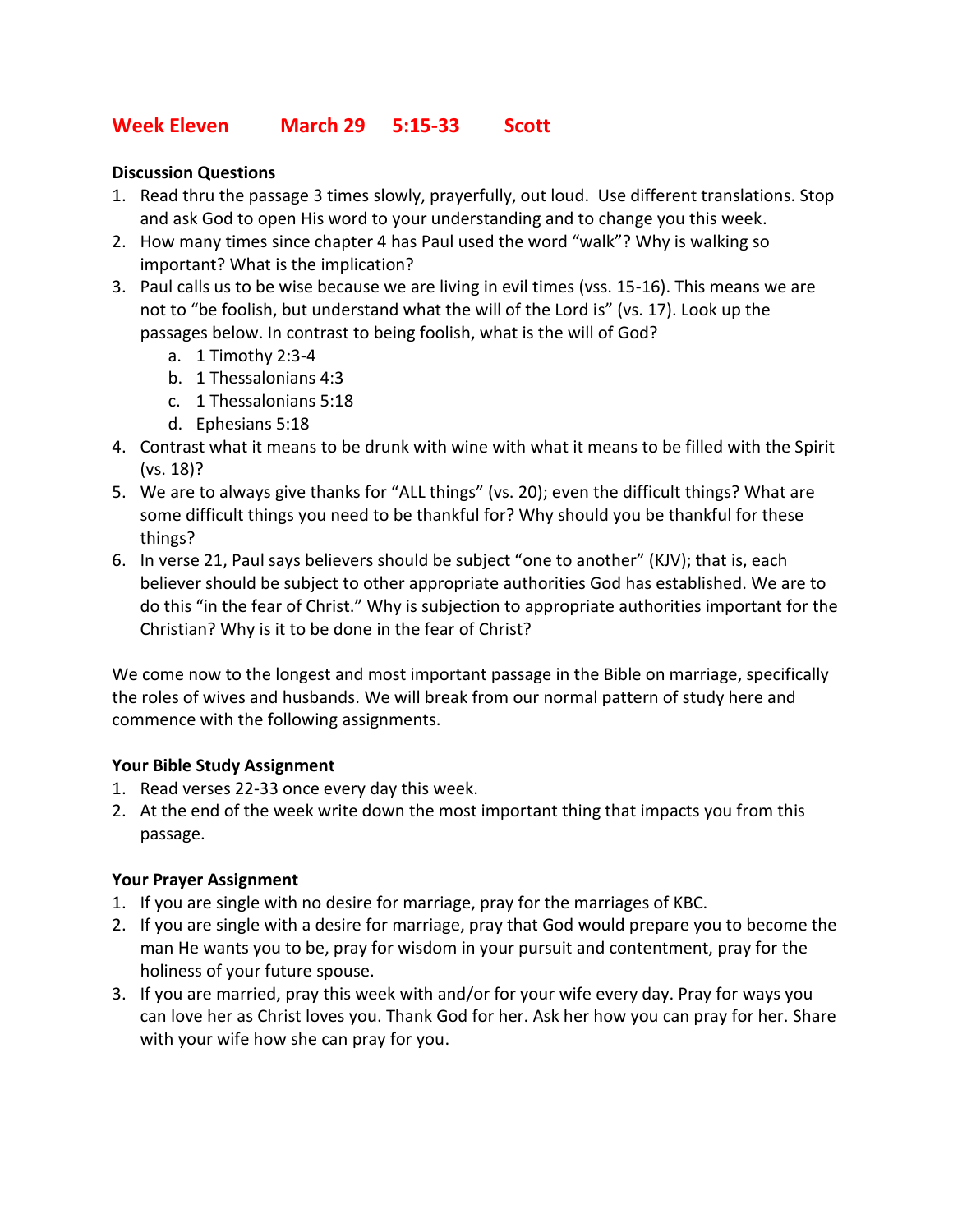## Week Eleven March 29 5:15-33 Scott

**Discussion Questions**

1. Read thru the passage 3 times slowly, prayerfully, out loud. Use different translations. Stop and ask God to open His word to your understanding and to change you this week.
2. How many times since chapter 4 has Paul used the word "walk"? Why is walking so important? What is the implication?
3. Paul calls us to be wise because we are living in evil times (vss. 15-16). This means we are not to "be foolish, but understand what the will of the Lord is" (vs. 17). Look up the passages below. In contrast to being foolish, what is the will of God?
   a. 1 Timothy 2:3-4
   b. 1 Thessalonians 4:3
   c. 1 Thessalonians 5:18
   d. Ephesians 5:18
4. Contrast what it means to be drunk with wine with what it means to be filled with the Spirit (vs. 18)?
5. We are to always give thanks for "ALL things" (vs. 20); even the difficult things? What are some difficult things you need to be thankful for? Why should you be thankful for these things?
6. In verse 21, Paul says believers should be subject "one to another" (KJV); that is, each believer should be subject to other appropriate authorities God has established. We are to do this "in the fear of Christ." Why is subjection to appropriate authorities important for the Christian? Why is it to be done in the fear of Christ?

We come now to the longest and most important passage in the Bible on marriage, specifically the roles of wives and husbands. We will break from our normal pattern of study here and commence with the following assignments.

**Your Bible Study Assignment**

1. Read verses 22-33 once every day this week.
2. At the end of the week write down the most important thing that impacts you from this passage.

**Your Prayer Assignment**

1. If you are single with no desire for marriage, pray for the marriages of KBC.
2. If you are single with a desire for marriage, pray that God would prepare you to become the man He wants you to be, pray for wisdom in your pursuit and contentment, pray for the holiness of your future spouse.
3. If you are married, pray this week with and/or for your wife every day. Pray for ways you can love her as Christ loves you. Thank God for her. Ask her how you can pray for her. Share with your wife how she can pray for you.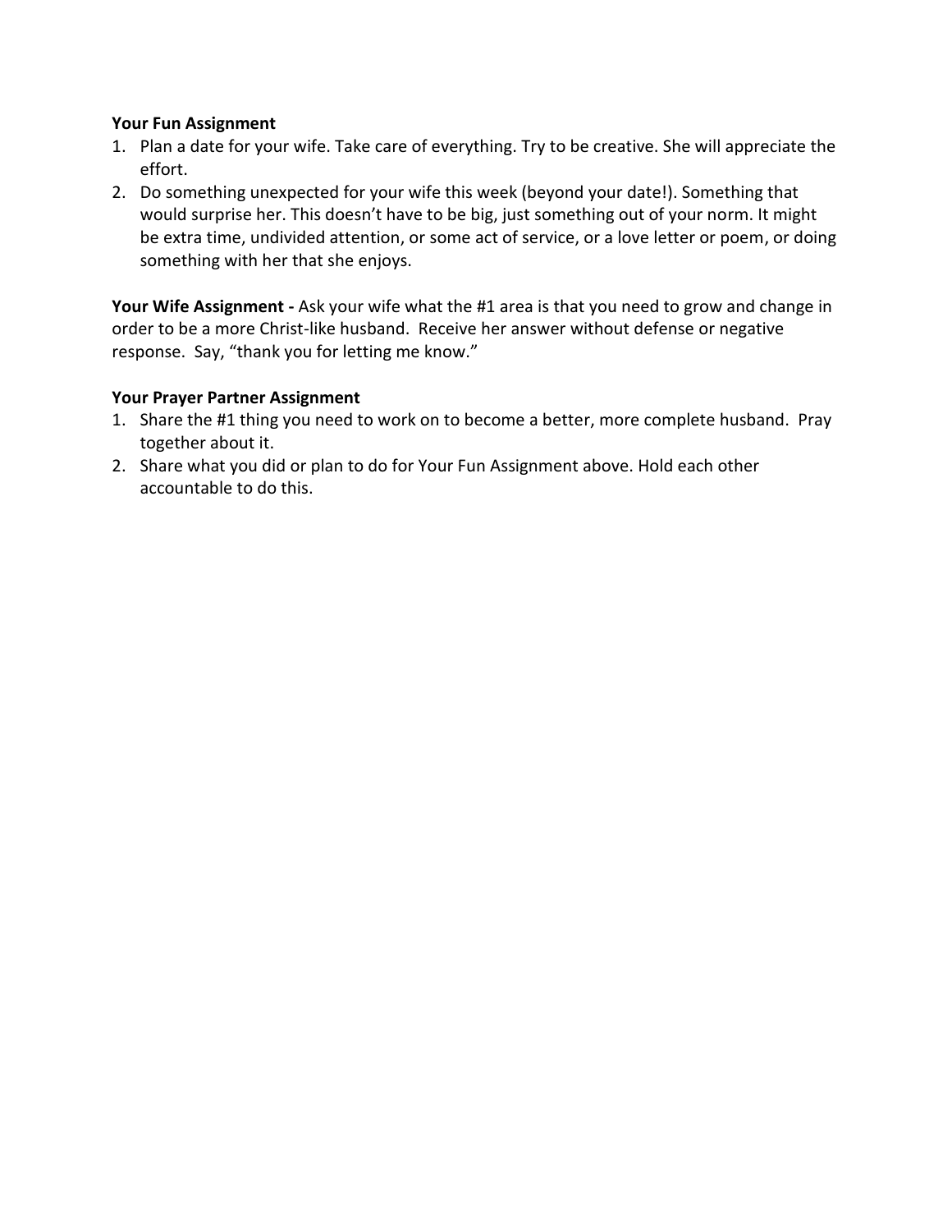**Your Fun Assignment**

1. Plan a date for your wife. Take care of everything. Try to be creative. She will appreciate the effort.
2. Do something unexpected for your wife this week (beyond your date!). Something that would surprise her. This doesn't have to be big, just something out of your norm. It might be extra time, undivided attention, or some act of service, or a love letter or poem, or doing something with her that she enjoys.

**Your Wife Assignment -** Ask your wife what the #1 area is that you need to grow and change in order to be a more Christ-like husband. Receive her answer without defense or negative response. Say, "thank you for letting me know."

**Your Prayer Partner Assignment**

1. Share the #1 thing you need to work on to become a better, more complete husband. Pray together about it.
2. Share what you did or plan to do for Your Fun Assignment above. Hold each other accountable to do this.